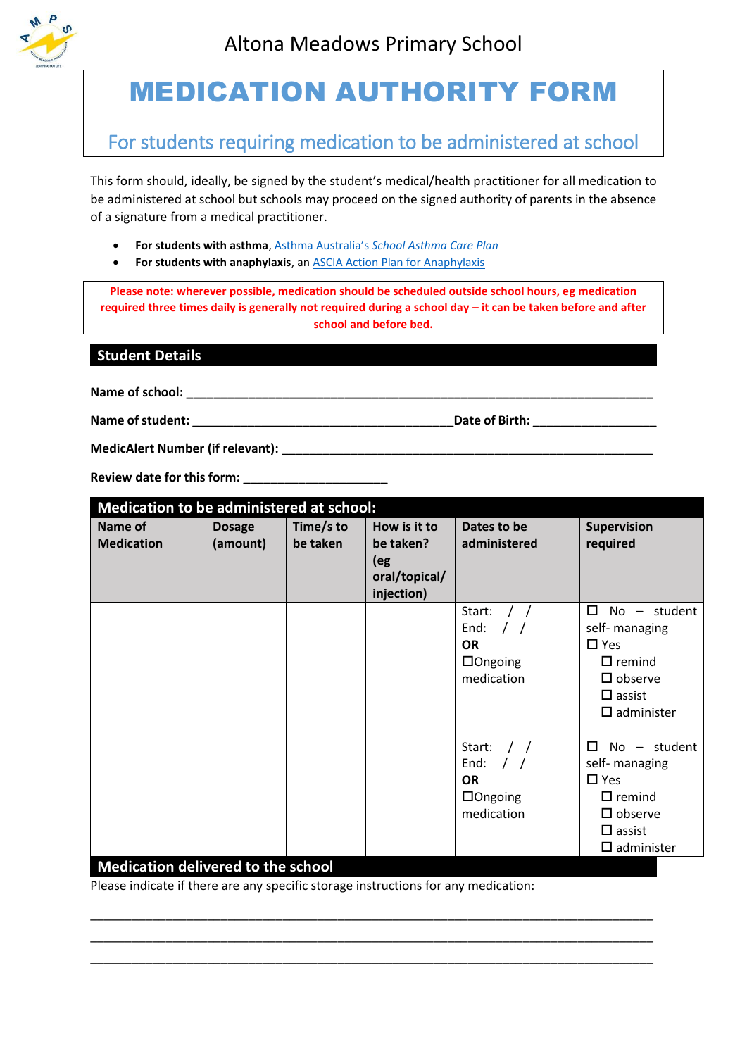Altona Meadows Primary School

# MEDICATION AUTHORITY FORM

## For students requiring medication to be administered at school

This form should, ideally, be signed by the student's medical/health practitioner for all medication to be administered at school but schools may proceed on the signed authority of parents in the absence of a signature from a medical practitioner.

- **For students with asthma**, Asthma Australia's *School Asthma Care Plan*
- **For students with anaphylaxis**, an ASCIA Action Plan for Anaphylaxis

**Please note: wherever possible, medication should be scheduled outside school hours, eg medication required three times daily is generally not required during a school day – it can be taken before and after school and before bed.**

## Student Details

**Name of school:** ______________________________________________________________

**Name of student:** ________________________________ **Date of Birth:** ________________

**MedicAlert Number (if relevant):** ____________________________________________

**Review date for this form:** ____________________

## Medication to be administered at school:

| Name of Medication | Dosage (amount) | Time/s to be taken | How is it to be taken? (eg oral/topical/ injection) | Dates to be administered | Supervision required |
|---|---|---|---|---|---|
| | | | | Start: / / <br>End: / / <br>**OR**<br>☐Ongoing medication | ☐ No – student self- managing<br>☐ Yes<br>☐ remind<br>☐ observe<br>☐ assist<br>☐ administer |
| | | | | Start: / / <br>End: / / <br>**OR**<br>☐Ongoing medication | ☐ No – student self- managing<br>☐ Yes<br>☐ remind<br>☐ observe<br>☐ assist<br>☐ administer |

## Medication delivered to the school

Please indicate if there are any specific storage instructions for any medication:

______________________________________________________________________________

______________________________________________________________________________

______________________________________________________________________________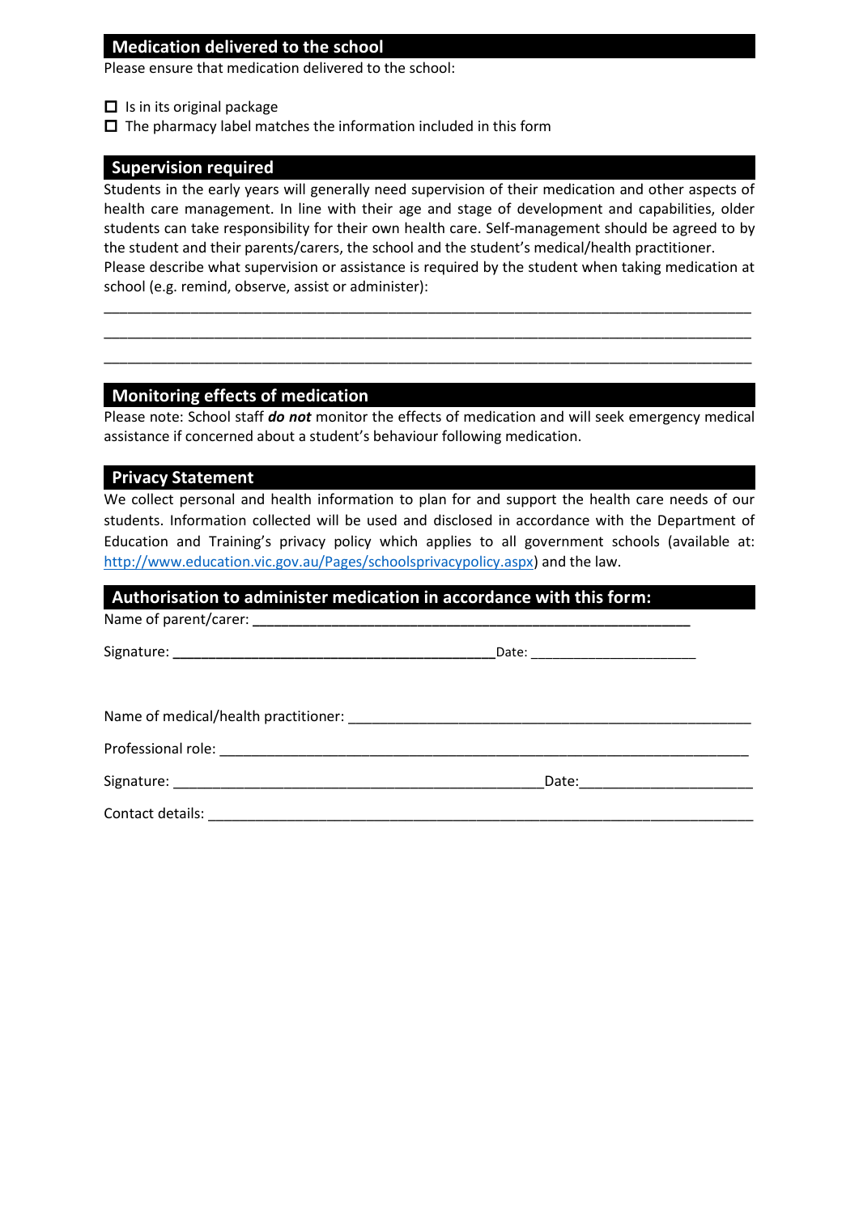## Medication delivered to the school

Please ensure that medication delivered to the school:

- ☐ Is in its original package
- ☐ The pharmacy label matches the information included in this form

## Supervision required

Students in the early years will generally need supervision of their medication and other aspects of health care management. In line with their age and stage of development and capabilities, older students can take responsibility for their own health care. Self-management should be agreed to by the student and their parents/carers, the school and the student's medical/health practitioner.
Please describe what supervision or assistance is required by the student when taking medication at school (e.g. remind, observe, assist or administer):

_______________________________________________________________________________

_______________________________________________________________________________

_______________________________________________________________________________

## Monitoring effects of medication

Please note: School staff ***do not*** monitor the effects of medication and will seek emergency medical assistance if concerned about a student's behaviour following medication.

## Privacy Statement

We collect personal and health information to plan for and support the health care needs of our students. Information collected will be used and disclosed in accordance with the Department of Education and Training's privacy policy which applies to all government schools (available at: [http://www.education.vic.gov.au/Pages/schoolsprivacypolicy.aspx](http://www.education.vic.gov.au/Pages/schoolsprivacypolicy.aspx)) and the law.

## Authorisation to administer medication in accordance with this form:

Name of parent/carer: ______________________________________________________

Signature: ________________________________________ Date: ______________________

Name of medical/health practitioner: _____________________________________________________

Professional role: ________________________________________________________________________

Signature: ______________________________________________ Date: ______________________

Contact details: __________________________________________________________________________